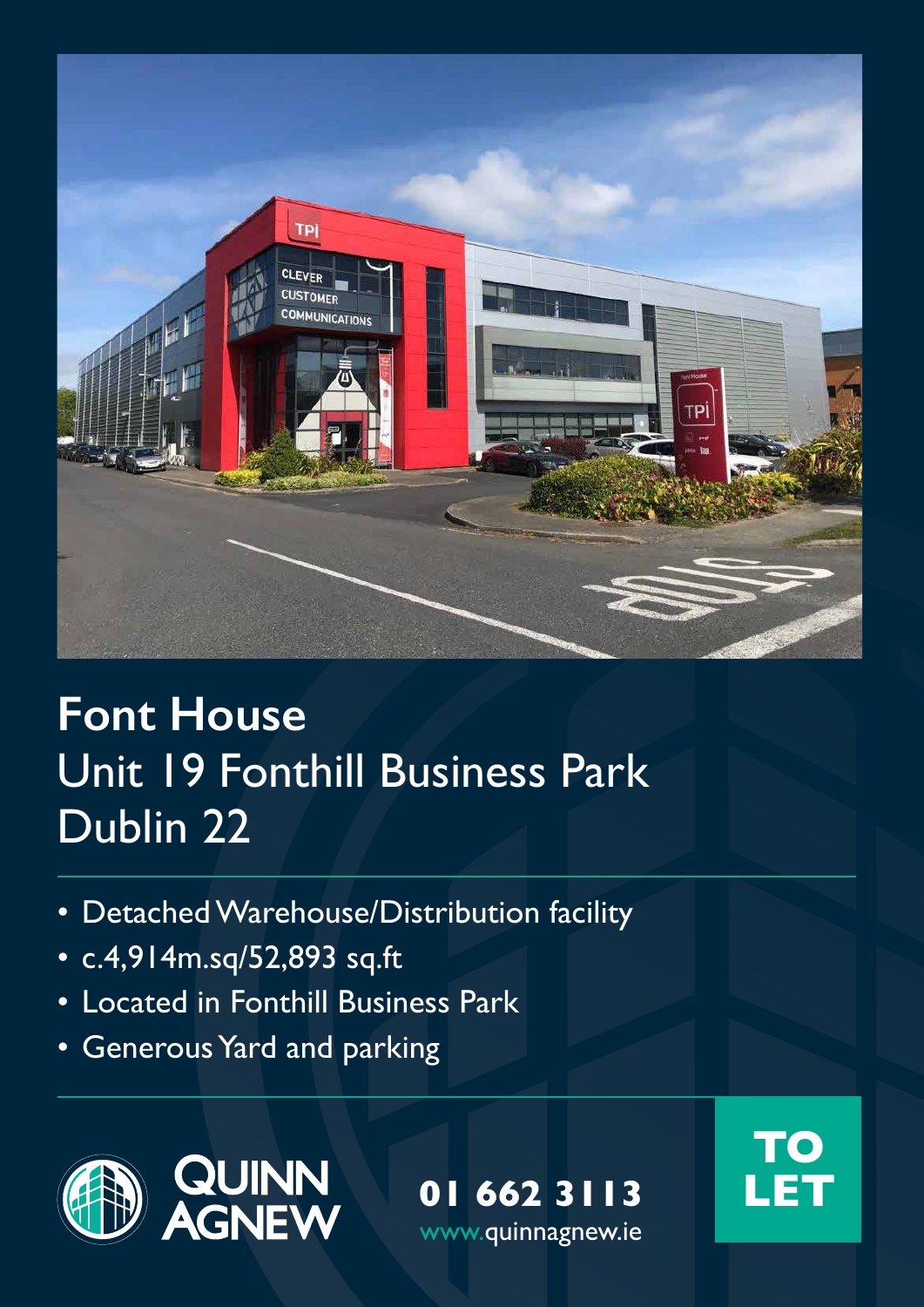# Font House
## Unit 19 Fonthill Business Park
## Dublin 22

- Detached Warehouse/Distribution facility
- c.4,914m.sq/52,893 sq.ft
- Located in Fonthill Business Park
- Generous Yard and parking

QUINN AGNEW

**01 662 3113**
www.quinnagnew.ie

**TO LET**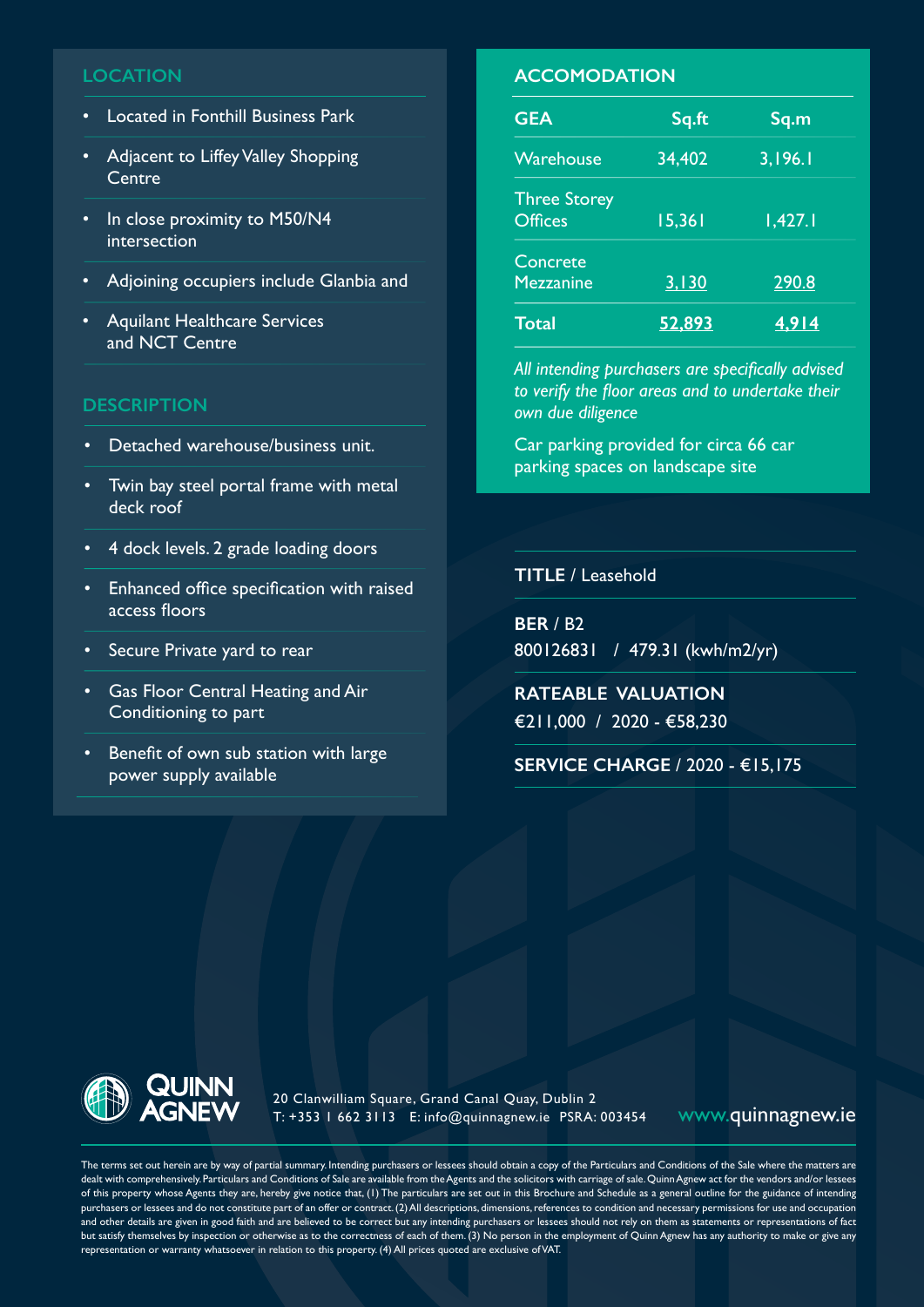## LOCATION

- Located in Fonthill Business Park
- Adjacent to Liffey Valley Shopping Centre
- In close proximity to M50/N4 intersection
- Adjoining occupiers include Glanbia and
- Aquilant Healthcare Services and NCT Centre

## DESCRIPTION

- Detached warehouse/business unit.
- Twin bay steel portal frame with metal deck roof
- 4 dock levels. 2 grade loading doors
- Enhanced office specification with raised access floors
- Secure Private yard to rear
- Gas Floor Central Heating and Air Conditioning to part
- Benefit of own sub station with large power supply available

## ACCOMODATION

| GEA | Sq.ft | Sq.m |
|---|---|---|
| Warehouse | 34,402 | 3,196.1 |
| Three Storey Offices | 15,361 | 1,427.1 |
| Concrete Mezzanine | 3,130 | 290.8 |
| **Total** | **52,893** | **4,914** |

*All intending purchasers are specifically advised to verify the floor areas and to undertake their own due diligence*

Car parking provided for circa 66 car parking spaces on landscape site

**TITLE** / Leasehold

**BER** / B2
800126831 / 479.31 (kwh/m2/yr)

**RATEABLE VALUATION**
€211,000 / 2020 - €58,230

**SERVICE CHARGE** / 2020 - €15,175

**QUINN AGNEW**

20 Clanwilliam Square, Grand Canal Quay, Dublin 2
T: +353 1 662 3113 E: info@quinnagnew.ie PSRA: 003454

www.quinnagnew.ie

The terms set out herein are by way of partial summary. Intending purchasers or lessees should obtain a copy of the Particulars and Conditions of the Sale where the matters are dealt with comprehensively. Particulars and Conditions of Sale are available from the Agents and the solicitors with carriage of sale. Quinn Agnew act for the vendors and/or lessees of this property whose Agents they are, hereby give notice that, (1) The particulars are set out in this Brochure and Schedule as a general outline for the guidance of intending purchasers or lessees and do not constitute part of an offer or contract. (2) All descriptions, dimensions, references to condition and necessary permissions for use and occupation and other details are given in good faith and are believed to be correct but any intending purchasers or lessees should not rely on them as statements or representations of fact but satisfy themselves by inspection or otherwise as to the correctness of each of them. (3) No person in the employment of Quinn Agnew has any authority to make or give any representation or warranty whatsoever in relation to this property. (4) All prices quoted are exclusive of VAT.